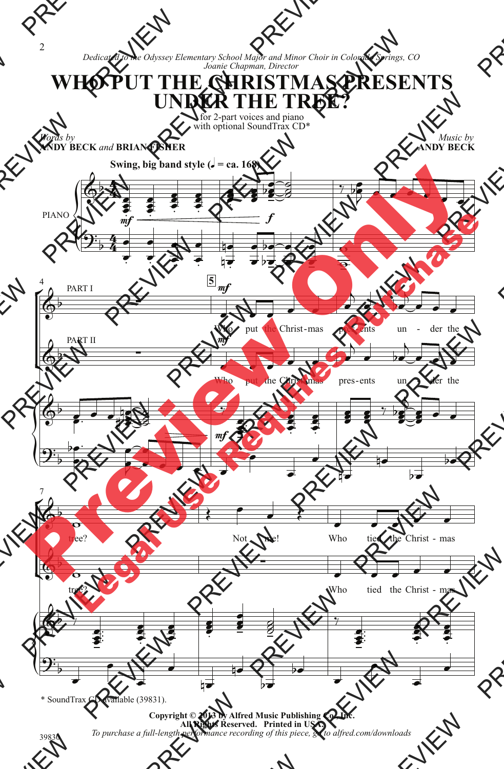*Dedicated to the Odyssey Elementary School Major and Minor Choir in Colorado Springs, CO*
*Joanie Chapman, Director*

# WHO PUT THE CHRISTMAS PRESENTS UNDER THE TREE?

for 2-part voices and piano
with optional SoundTrax CD*

Words by
**ANDY BECK** *and* **BRIAN FISHER**

Music by
**ANDY BECK**

**Swing, big band style (♩ = ca. 168)**

PIANO

PART I

PART II

Who put the Christ-mas pres-ents un - der the tree?

Not me!

Who tied the Christ - mas

\* SoundTrax CD available (39831).

**Copyright © 2013 by Alfred Music Publishing Co., Inc.**
**All Rights Reserved. Printed in USA.**
*To purchase a full-length performance recording of this piece, go to alfred.com/downloads*

39830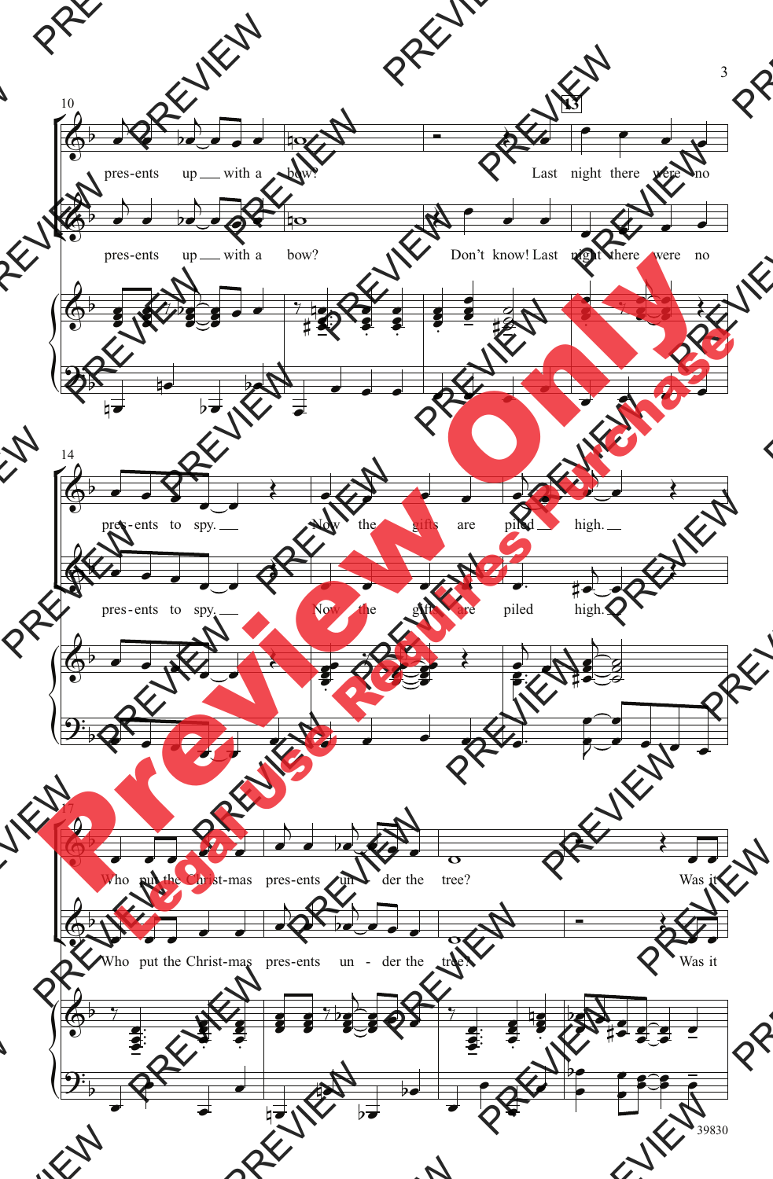10

pres-ents up ___ with a bow?

13

Last night there were no

pres-ents up ___ with a bow? Don't know! Last night there were no

14

pres-ents to spy. ___ Now the gifts are piled ___ high. ___

pres-ents to spy. ___ Now the gifts are piled high. ___

17

Who put the Christ-mas pres-ents un - der the tree? Was it

Who put the Christ-mas pres-ents un - der the tree? Was it

39830

Preview Only

Legal Use Requires Purchase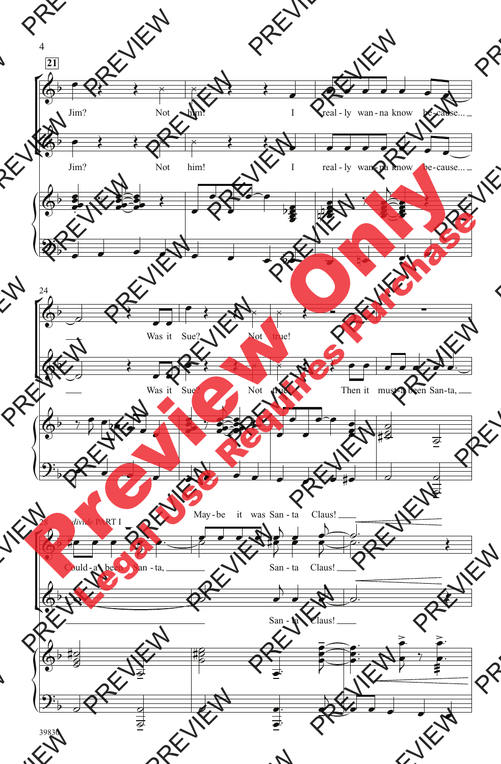21

Jim? Not him! I real - ly wan - na know be - cause...

Jim? Not him! I real - ly wan - na know be - cause...

24

Was it Sue? Not true!

Was it Sue? Not true! Then it must-a been San-ta,

28 *divide* PART I

May - be it was San - ta Claus!

Could - a been San - ta, San - ta Claus!

San - ta Claus!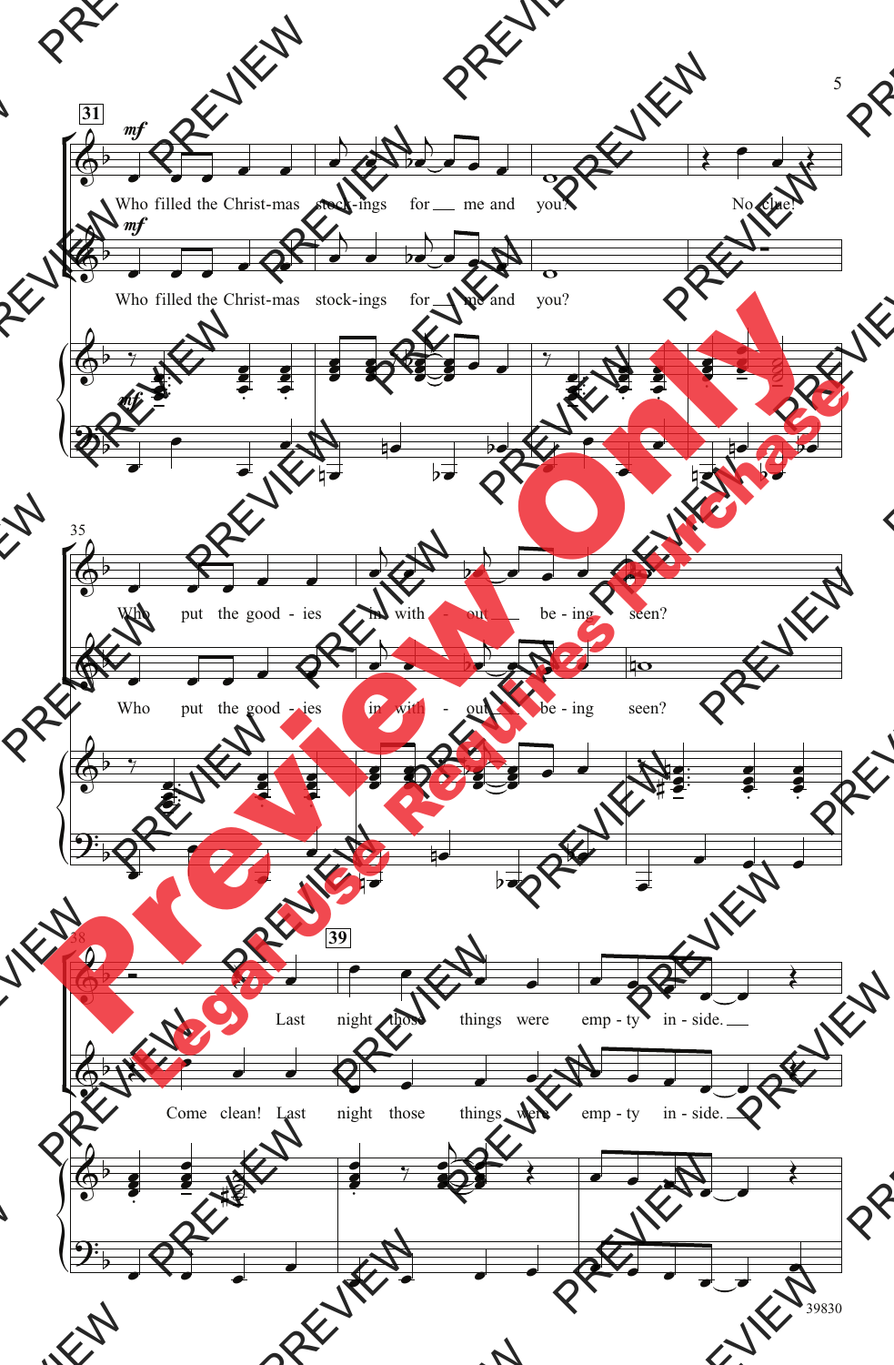31

*mf*

Who filled the Christ-mas stock-ings for ___ me and you? No clue!

*mf*

Who filled the Christ-mas stock-ings for ___ me and you?

*mf*

35

Who put the good - ies in with - out ___ be - ing seen?

Who put the good - ies in with - out ___ be - ing seen?

38

39

Last night those things were emp - ty in - side. ___

Come clean! Last night those things were emp - ty in - side. ___

39830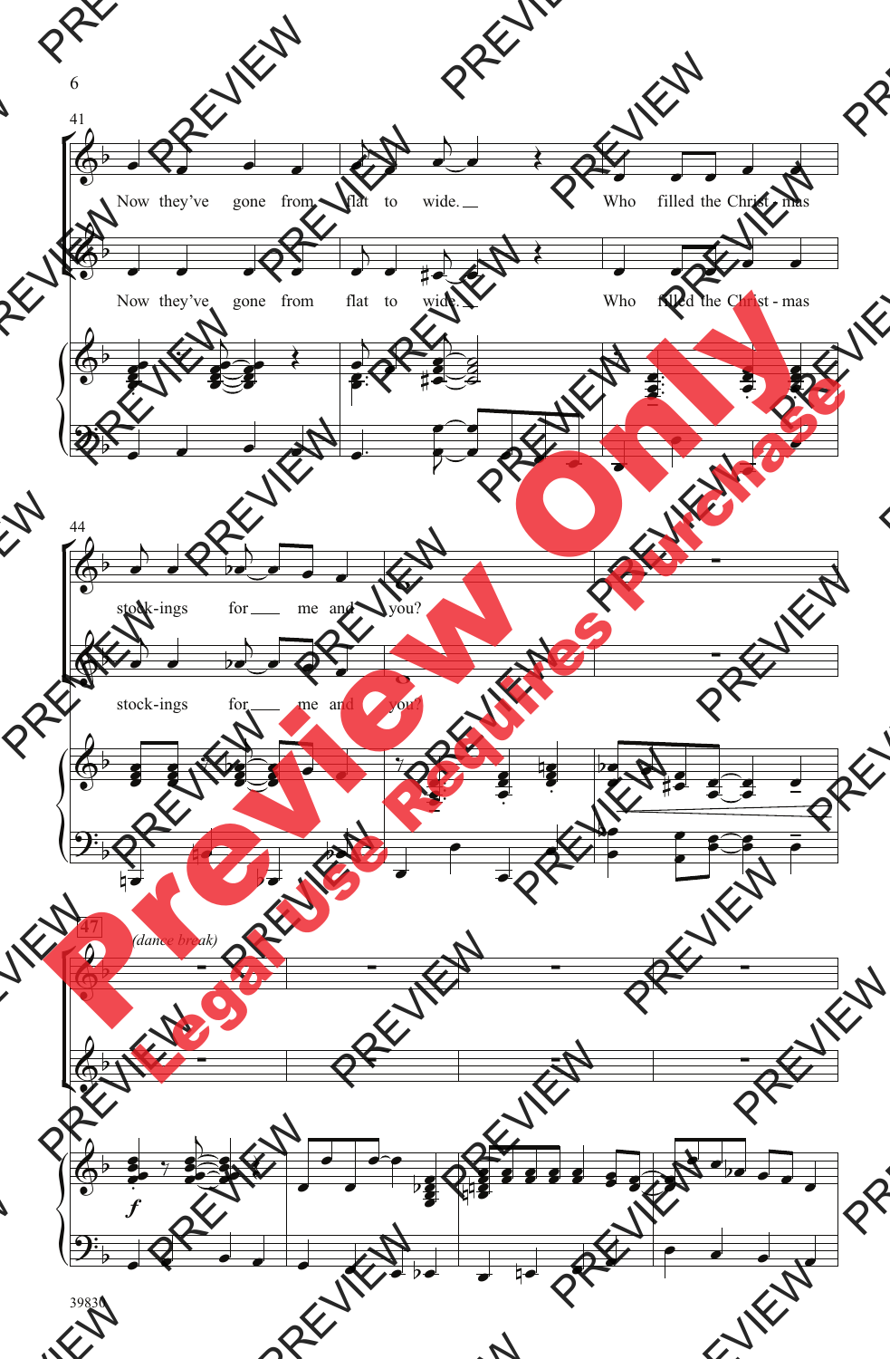41

Now they've gone from flat to wide. Who filled the Christ - mas

Now they've gone from flat to wide. Who filled the Christ - mas

44

stock-ings for me and you?

stock-ings for me and you?

47 *(dance break)*

*f*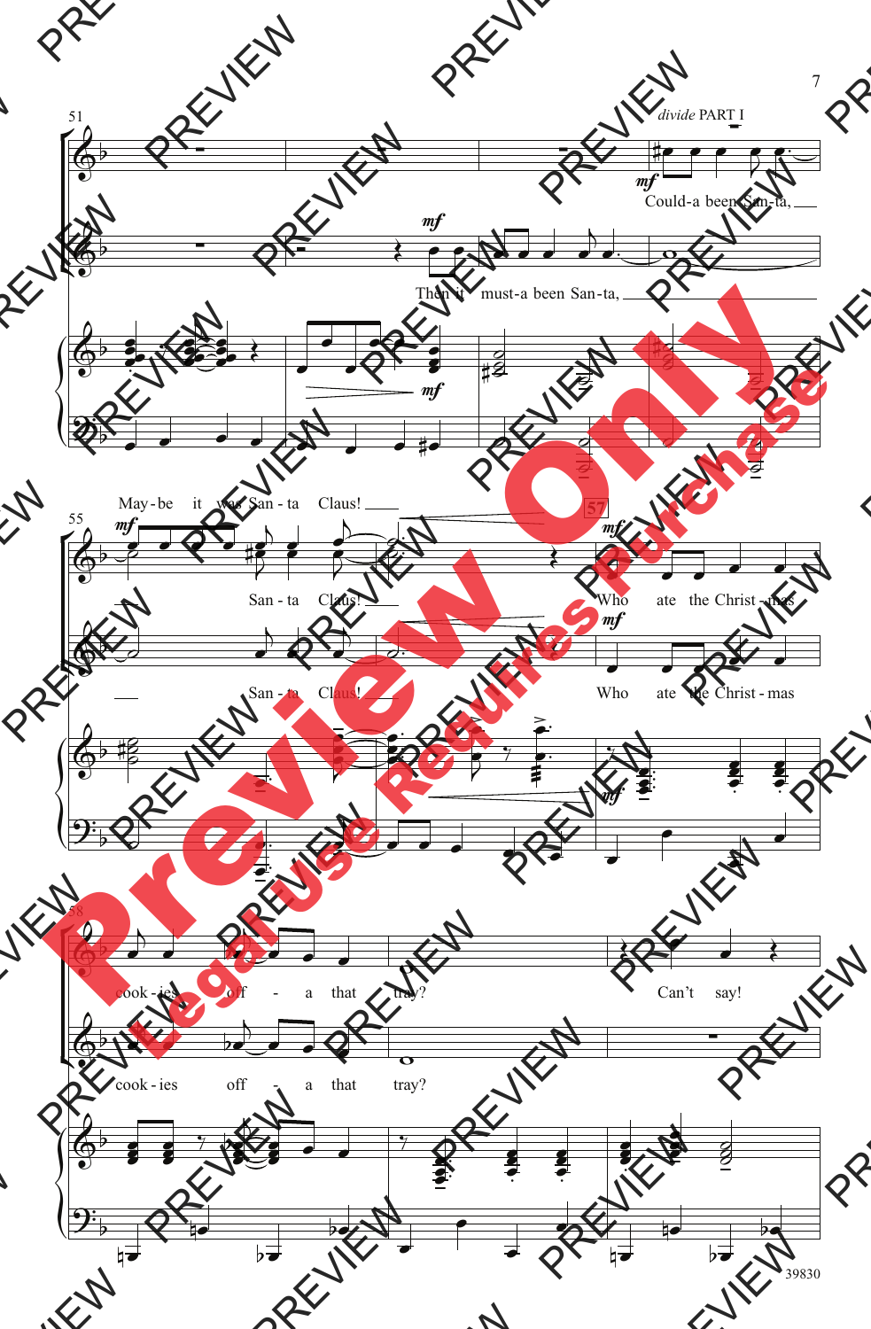divide PART I

Could-a been San-ta,

Then it must-a been San-ta,

May-be it was San-ta Claus!

San-ta Claus!

San-ta Claus!

Who ate the Christ-mas cook-ies off-a that tray?

Can't say!

Who ate the Christ-mas cook-ies off-a that tray?

39830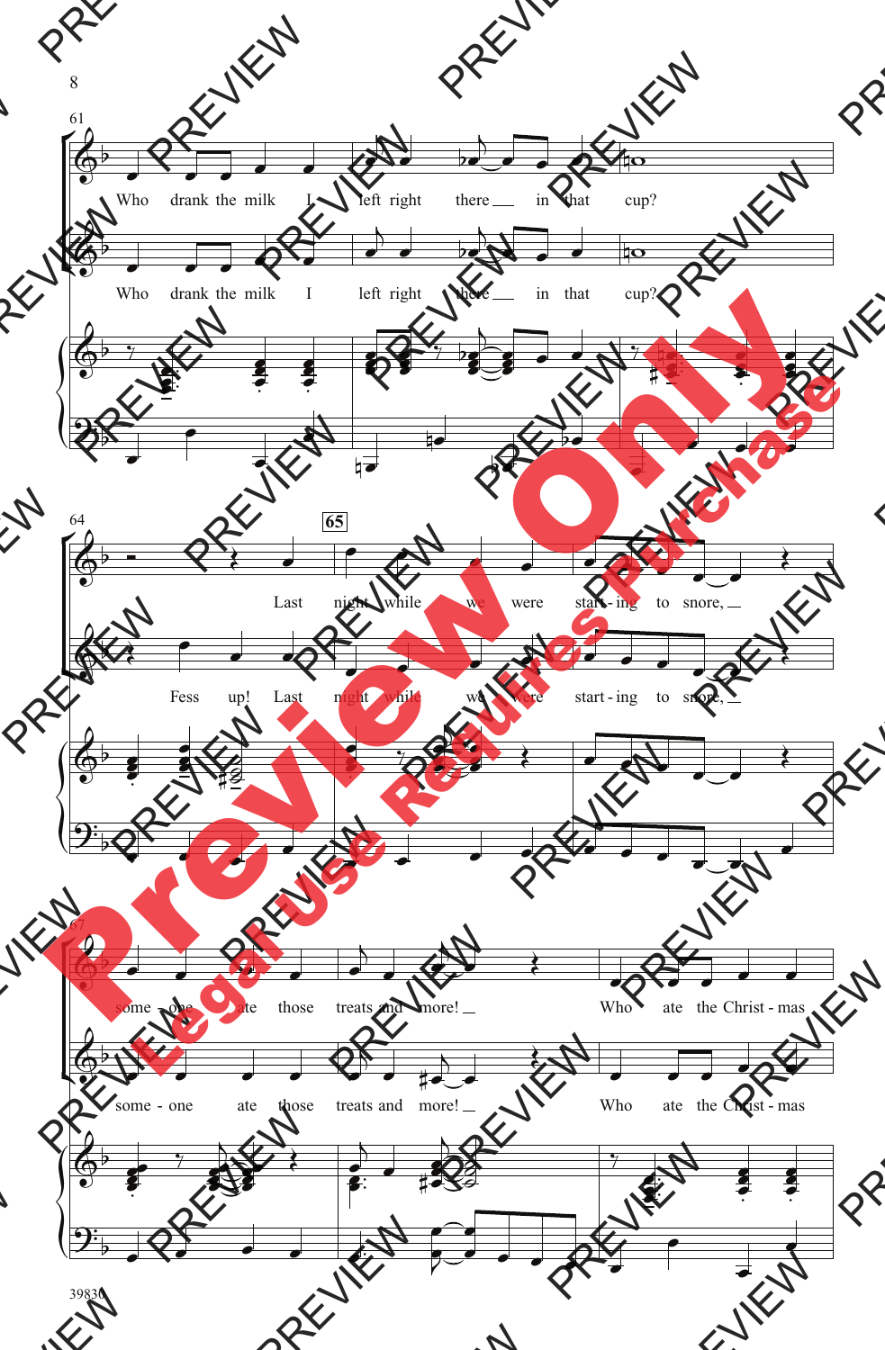61

Who drank the milk I left right there in that cup?

Who drank the milk I left right there in that cup?

64

65

Last night while we were start - ing to snore,

Fess up! Last night while we were start - ing to snore,

67

some - one ate those treats and more! Who ate the Christ - mas

some - one ate those treats and more! Who ate the Christ - mas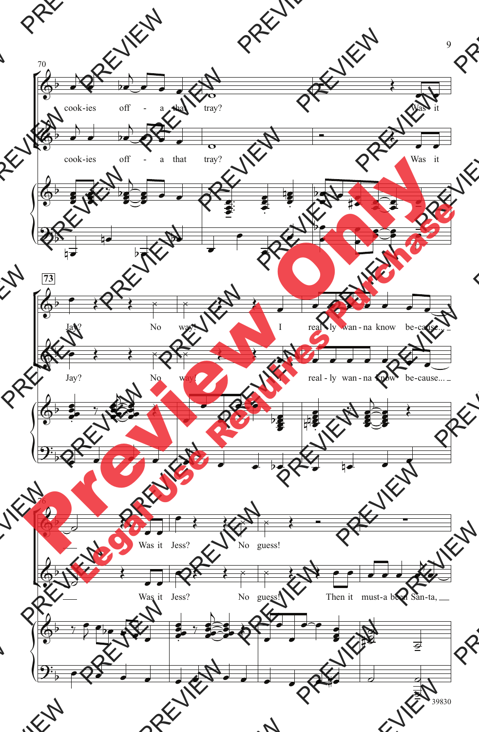70

cook-ies off - a that tray? Was it

cook-ies off - a that tray? Was it

73

Jay? No way! I real - ly wan - na know be-cause...

Jay? No way! I real - ly wan - na know be-cause...

76

Was it Jess? No guess!

Was it Jess? No guess! Then it must-a been San-ta,

39830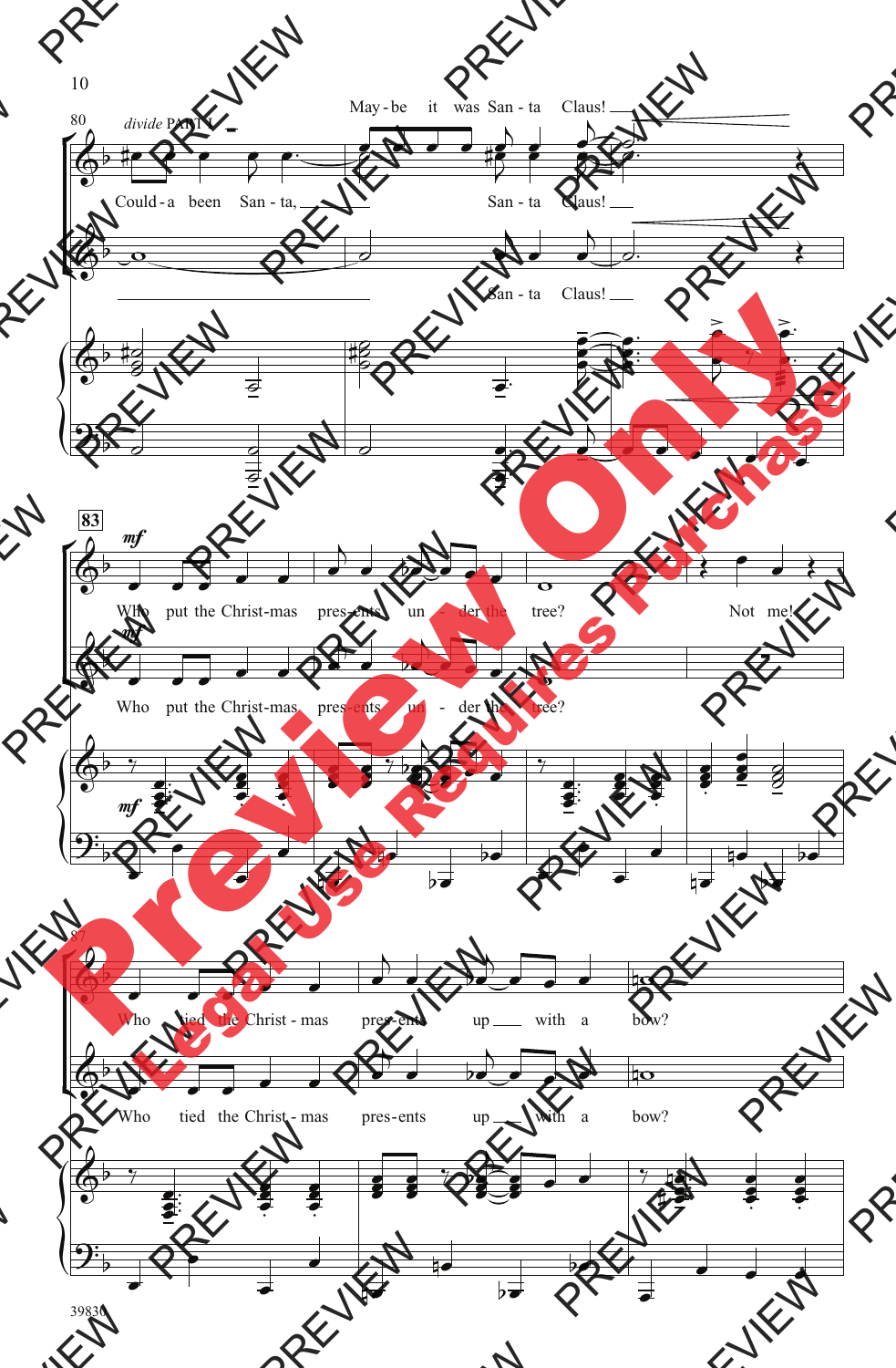80 *divide* PART I

May - be it was San - ta Claus!

Could - a been San - ta, San - ta Claus!

San - ta Claus!

83 *mf*

Who put the Christ-mas pres-ents un - der the tree? Not me!

Who put the Christ-mas pres-ents un - der the tree?

87

Who tied the Christ - mas pres-ents up with a bow?

Who tied the Christ - mas pres-ents up with a bow?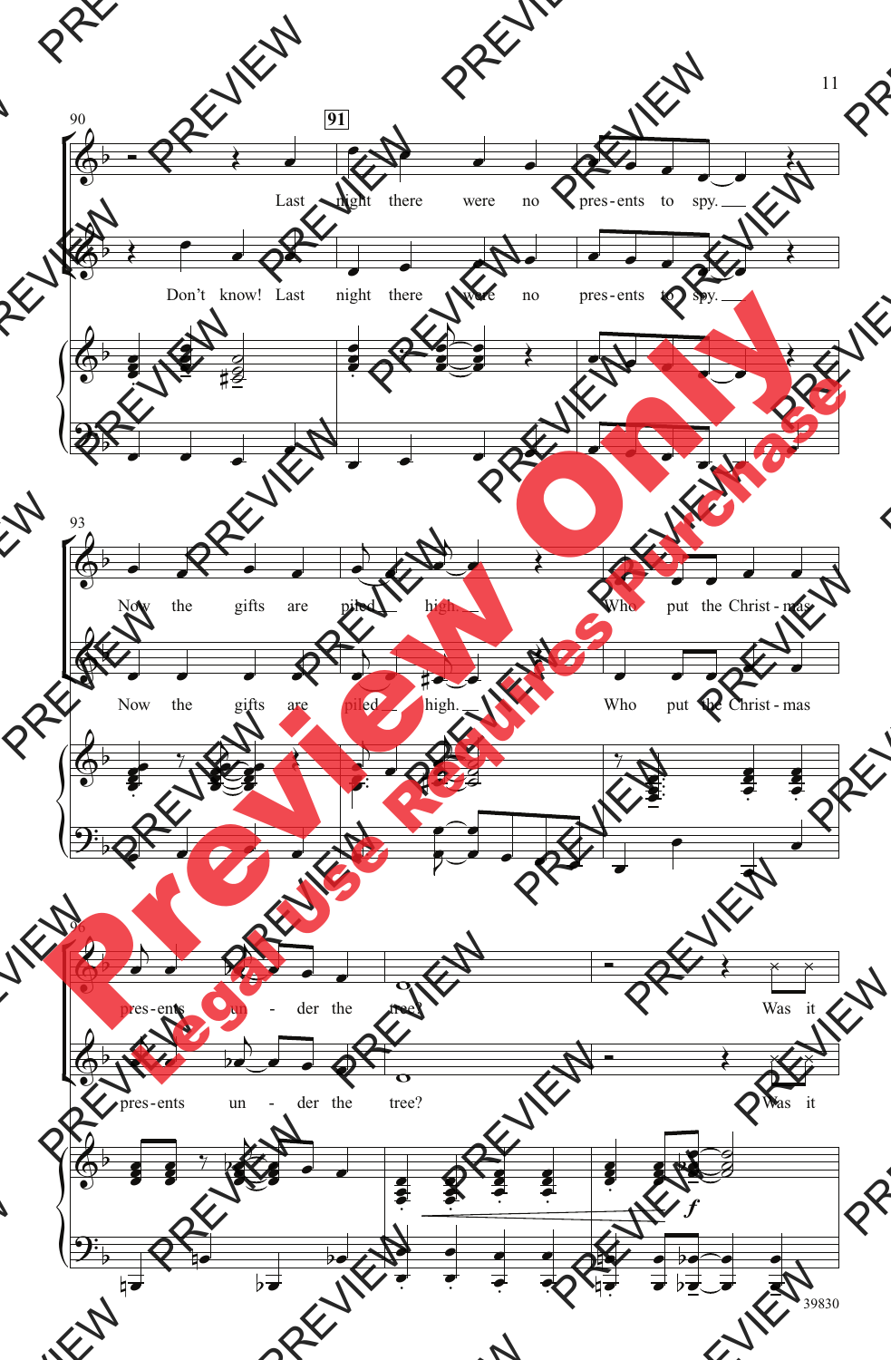90 — 91

Last night there were no pres-ents to spy.

Don't know! Last night there were no pres-ents to spy.

93

Now the gifts are piled high. Who put the Christ-mas

Now the gifts are piled high. Who put the Christ-mas

96

pres-ents un - der the tree? Was it

pres-ents un - der the tree? Was it

*f*

39830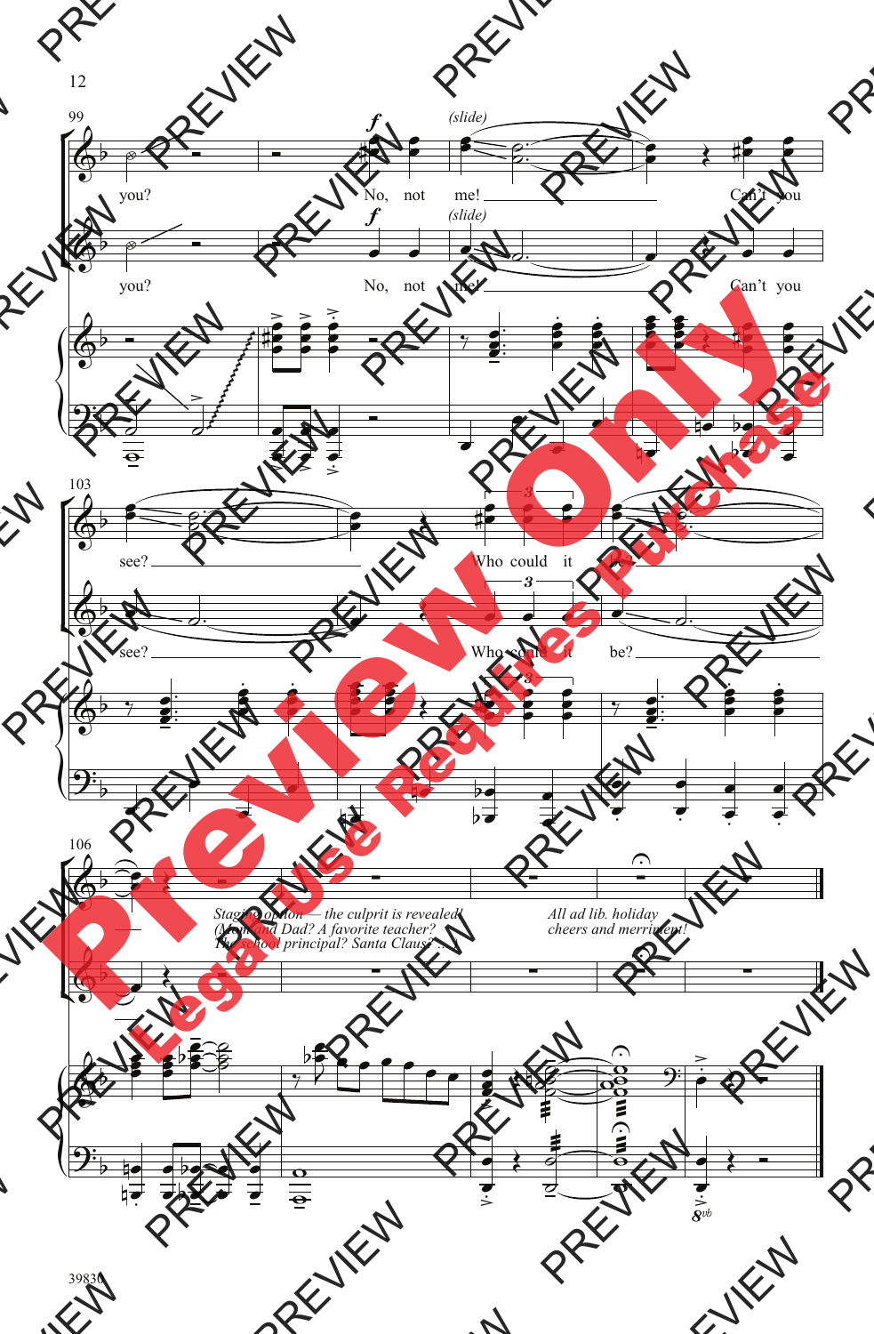99

*(slide)*

you? No, not me! Can't you

*(slide)*

you? No, not me! Can't you

103

see? Who could it be?

see? Who could it be?

106

*Staging option — the culprit is revealed! (Mom and Dad? A favorite teacher? The school principal? Santa Claus?)*

*All ad lib. holiday cheers and merriment!*